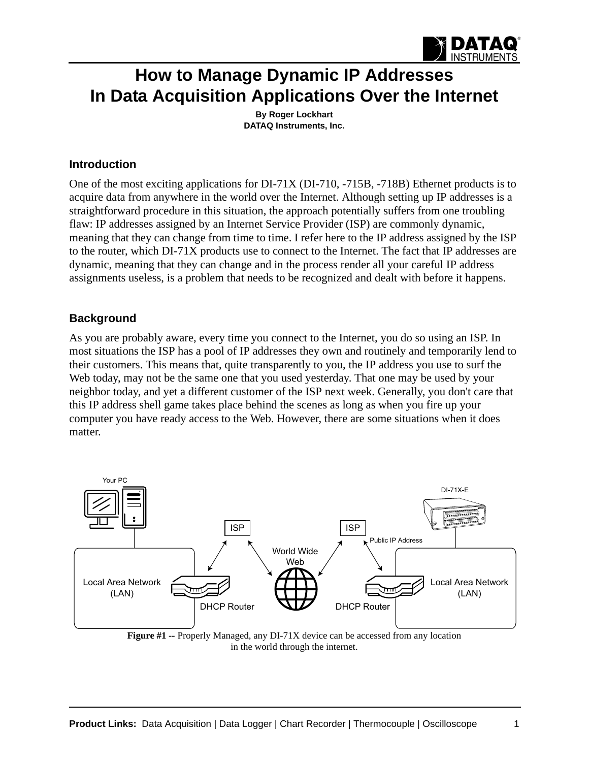// Page 1 of 5. No images were detected, so only text is transcribed. The Figure #1 diagram labels are omitted; its caption is kept.

# How to Manage Dynamic IP Addresses In Data Acquisition Applications Over the Internet

**By Roger Lockhart**
**DATAQ Instruments, Inc.**

## Introduction

One of the most exciting applications for DI-71X (DI-710, -715B, -718B) Ethernet products is to acquire data from anywhere in the world over the Internet. Although setting up IP addresses is a straightforward procedure in this situation, the approach potentially suffers from one troubling flaw: IP addresses assigned by an Internet Service Provider (ISP) are commonly dynamic, meaning that they can change from time to time. I refer here to the IP address assigned by the ISP to the router, which DI-71X products use to connect to the Internet. The fact that IP addresses are dynamic, meaning that they can change and in the process render all your careful IP address assignments useless, is a problem that needs to be recognized and dealt with before it happens.

## Background

As you are probably aware, every time you connect to the Internet, you do so using an ISP. In most situations the ISP has a pool of IP addresses they own and routinely and temporarily lend to their customers. This means that, quite transparently to you, the IP address you use to surf the Web today, may not be the same one that you used yesterday. That one may be used by your neighbor today, and yet a different customer of the ISP next week. Generally, you don't care that this IP address shell game takes place behind the scenes as long as when you fire up your computer you have ready access to the Web. However, there are some situations when it does matter.

**Figure #1 --** Properly Managed, any DI-71X device can be accessed from any location in the world through the internet.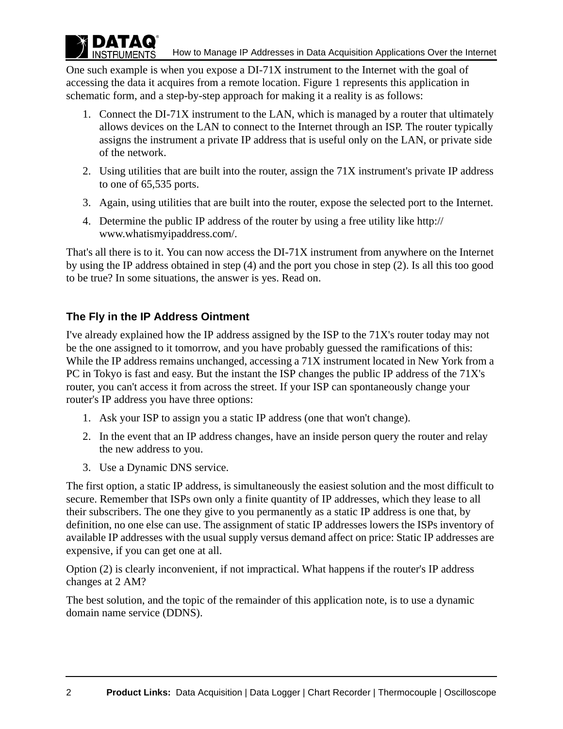One such example is when you expose a DI-71X instrument to the Internet with the goal of accessing the data it acquires from a remote location. Figure 1 represents this application in schematic form, and a step-by-step approach for making it a reality is as follows:

1. Connect the DI-71X instrument to the LAN, which is managed by a router that ultimately allows devices on the LAN to connect to the Internet through an ISP. The router typically assigns the instrument a private IP address that is useful only on the LAN, or private side of the network.
2. Using utilities that are built into the router, assign the 71X instrument's private IP address to one of 65,535 ports.
3. Again, using utilities that are built into the router, expose the selected port to the Internet.
4. Determine the public IP address of the router by using a free utility like http://www.whatismyipaddress.com/.

That's all there is to it. You can now access the DI-71X instrument from anywhere on the Internet by using the IP address obtained in step (4) and the port you chose in step (2). Is all this too good to be true? In some situations, the answer is yes. Read on.

### The Fly in the IP Address Ointment

I've already explained how the IP address assigned by the ISP to the 71X's router today may not be the one assigned to it tomorrow, and you have probably guessed the ramifications of this: While the IP address remains unchanged, accessing a 71X instrument located in New York from a PC in Tokyo is fast and easy. But the instant the ISP changes the public IP address of the 71X's router, you can't access it from across the street. If your ISP can spontaneously change your router's IP address you have three options:

1. Ask your ISP to assign you a static IP address (one that won't change).
2. In the event that an IP address changes, have an inside person query the router and relay the new address to you.
3. Use a Dynamic DNS service.

The first option, a static IP address, is simultaneously the easiest solution and the most difficult to secure. Remember that ISPs own only a finite quantity of IP addresses, which they lease to all their subscribers. The one they give to you permanently as a static IP address is one that, by definition, no one else can use. The assignment of static IP addresses lowers the ISPs inventory of available IP addresses with the usual supply versus demand affect on price: Static IP addresses are expensive, if you can get one at all.

Option (2) is clearly inconvenient, if not impractical. What happens if the router's IP address changes at 2 AM?

The best solution, and the topic of the remainder of this application note, is to use a dynamic domain name service (DDNS).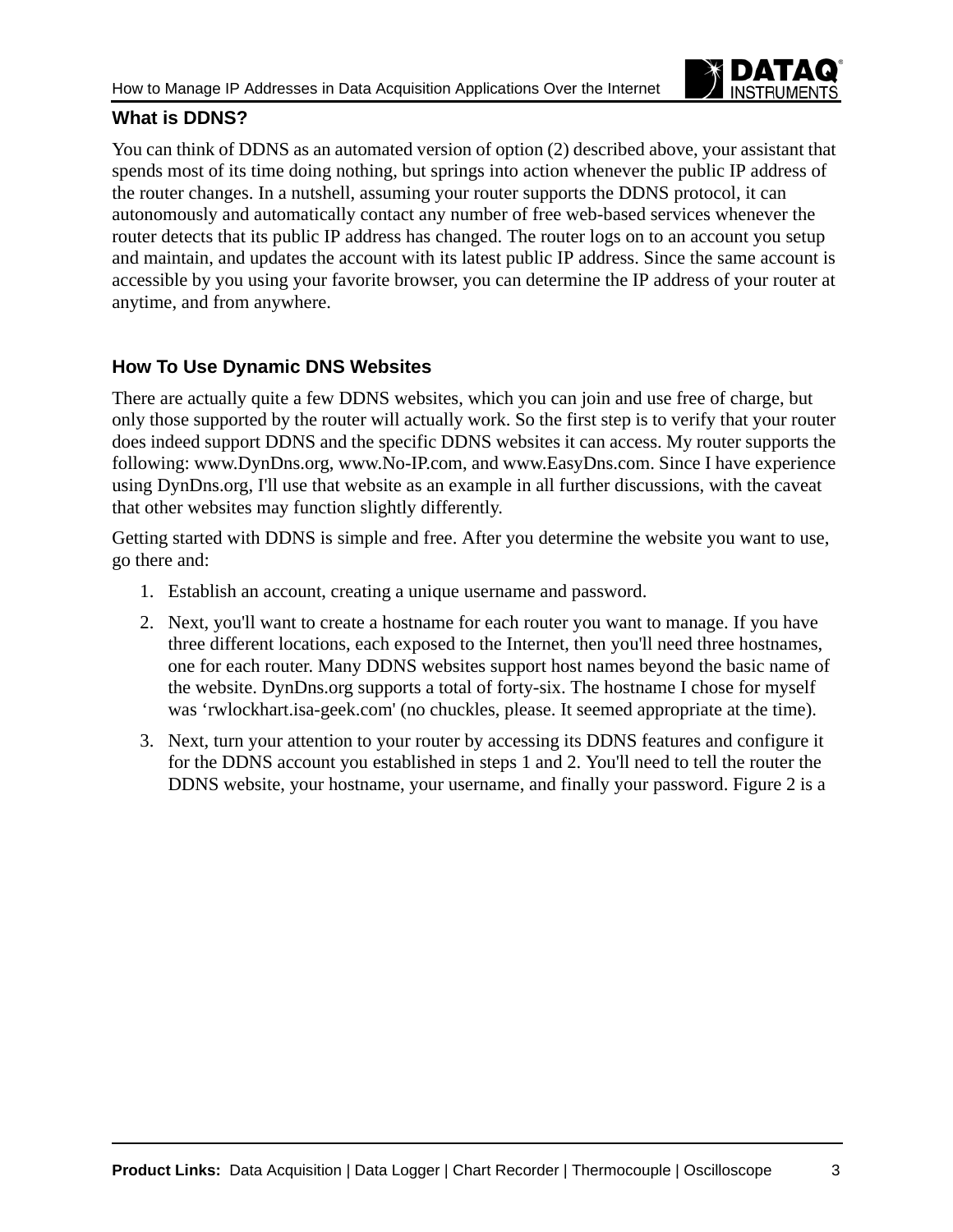### What is DDNS?

You can think of DDNS as an automated version of option (2) described above, your assistant that spends most of its time doing nothing, but springs into action whenever the public IP address of the router changes. In a nutshell, assuming your router supports the DDNS protocol, it can autonomously and automatically contact any number of free web-based services whenever the router detects that its public IP address has changed. The router logs on to an account you setup and maintain, and updates the account with its latest public IP address. Since the same account is accessible by you using your favorite browser, you can determine the IP address of your router at anytime, and from anywhere.

### How To Use Dynamic DNS Websites

There are actually quite a few DDNS websites, which you can join and use free of charge, but only those supported by the router will actually work. So the first step is to verify that your router does indeed support DDNS and the specific DDNS websites it can access. My router supports the following: www.DynDns.org, www.No-IP.com, and www.EasyDns.com. Since I have experience using DynDns.org, I'll use that website as an example in all further discussions, with the caveat that other websites may function slightly differently.

Getting started with DDNS is simple and free. After you determine the website you want to use, go there and:

1. Establish an account, creating a unique username and password.
2. Next, you'll want to create a hostname for each router you want to manage. If you have three different locations, each exposed to the Internet, then you'll need three hostnames, one for each router. Many DDNS websites support host names beyond the basic name of the website. DynDns.org supports a total of forty-six. The hostname I chose for myself was ‘rwlockhart.isa-geek.com' (no chuckles, please. It seemed appropriate at the time).
3. Next, turn your attention to your router by accessing its DDNS features and configure it for the DDNS account you established in steps 1 and 2. You'll need to tell the router the DDNS website, your hostname, your username, and finally your password. Figure 2 is a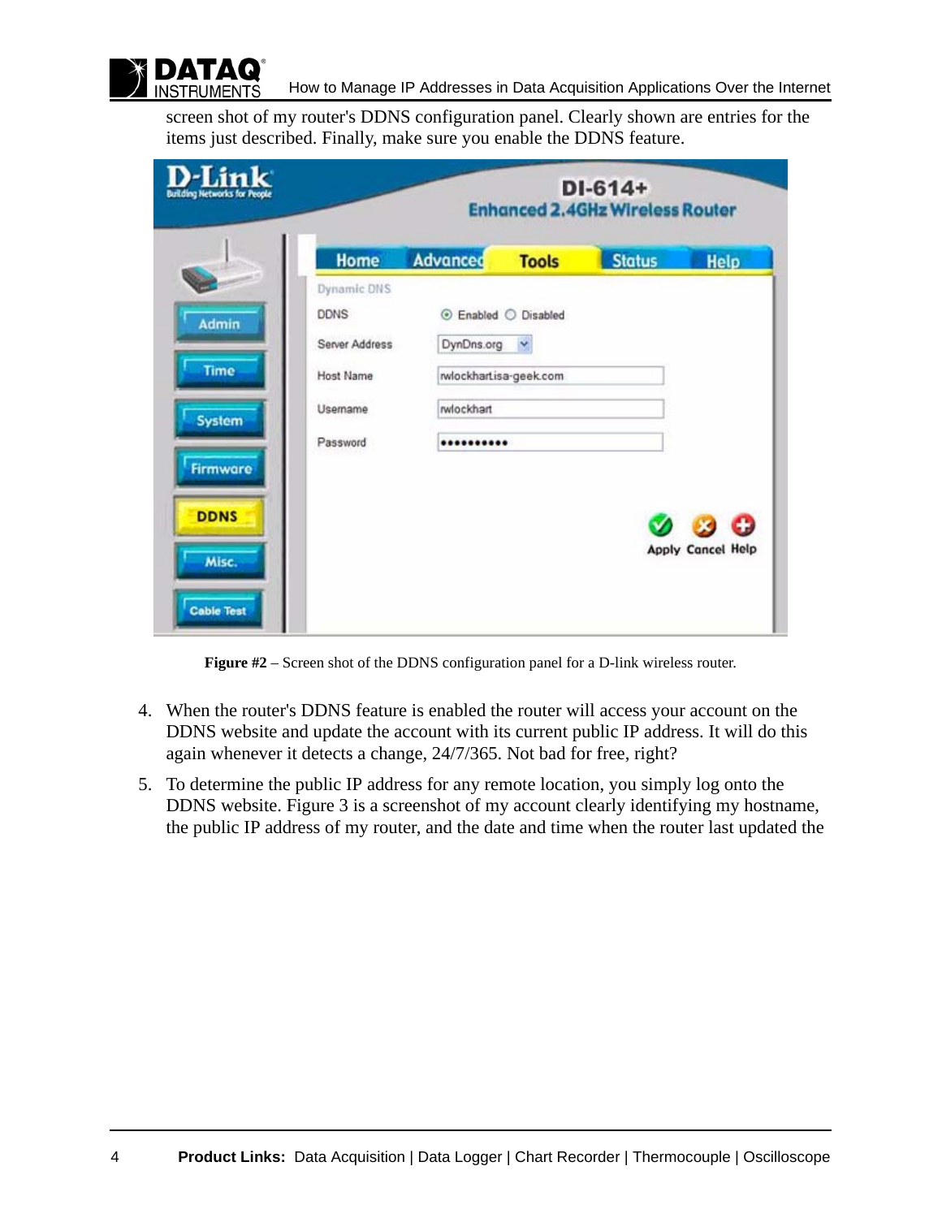screen shot of my router's DDNS configuration panel. Clearly shown are entries for the items just described. Finally, make sure you enable the DDNS feature.

**Figure #2** – Screen shot of the DDNS configuration panel for a D-link wireless router.

4. When the router's DDNS feature is enabled the router will access your account on the DDNS website and update the account with its current public IP address. It will do this again whenever it detects a change, 24/7/365. Not bad for free, right?
5. To determine the public IP address for any remote location, you simply log onto the DDNS website. Figure 3 is a screenshot of my account clearly identifying my hostname, the public IP address of my router, and the date and time when the router last updated the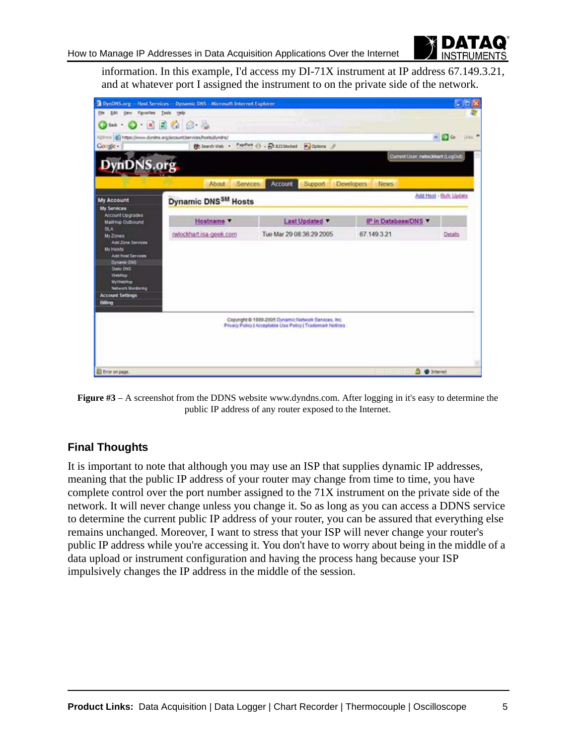information. In this example, I'd access my DI-71X instrument at IP address 67.149.3.21, and at whatever port I assigned the instrument to on the private side of the network.

**Figure #3** – A screenshot from the DDNS website www.dyndns.com. After logging in it's easy to determine the public IP address of any router exposed to the Internet.

## Final Thoughts

It is important to note that although you may use an ISP that supplies dynamic IP addresses, meaning that the public IP address of your router may change from time to time, you have complete control over the port number assigned to the 71X instrument on the private side of the network. It will never change unless you change it. So as long as you can access a DDNS service to determine the current public IP address of your router, you can be assured that everything else remains unchanged. Moreover, I want to stress that your ISP will never change your router's public IP address while you're accessing it. You don't have to worry about being in the middle of a data upload or instrument configuration and having the process hang because your ISP impulsively changes the IP address in the middle of the session.